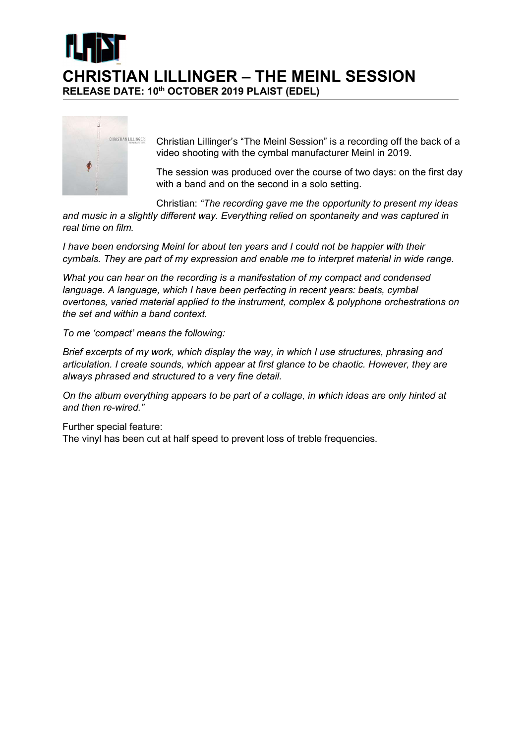# CHRISTIAN LILLINGER – THE MEINL SESSION

**RELEASE DATE: 10th OCTOBER 2019 PLAIST (EDEL)**

Christian Lillinger's "The Meinl Session" is a recording off the back of a video shooting with the cymbal manufacturer Meinl in 2019.

The session was produced over the course of two days: on the first day with a band and on the second in a solo setting.

Christian: *"The recording gave me the opportunity to present my ideas and music in a slightly different way. Everything relied on spontaneity and was captured in real time on film.*

*I have been endorsing Meinl for about ten years and I could not be happier with their cymbals. They are part of my expression and enable me to interpret material in wide range.*

*What you can hear on the recording is a manifestation of my compact and condensed language. A language, which I have been perfecting in recent years: beats, cymbal overtones, varied material applied to the instrument, complex & polyphone orchestrations on the set and within a band context.*

*To me 'compact' means the following:*

*Brief excerpts of my work, which display the way, in which I use structures, phrasing and articulation. I create sounds, which appear at first glance to be chaotic. However, they are always phrased and structured to a very fine detail.*

*On the album everything appears to be part of a collage, in which ideas are only hinted at and then re-wired."*

Further special feature:
The vinyl has been cut at half speed to prevent loss of treble frequencies.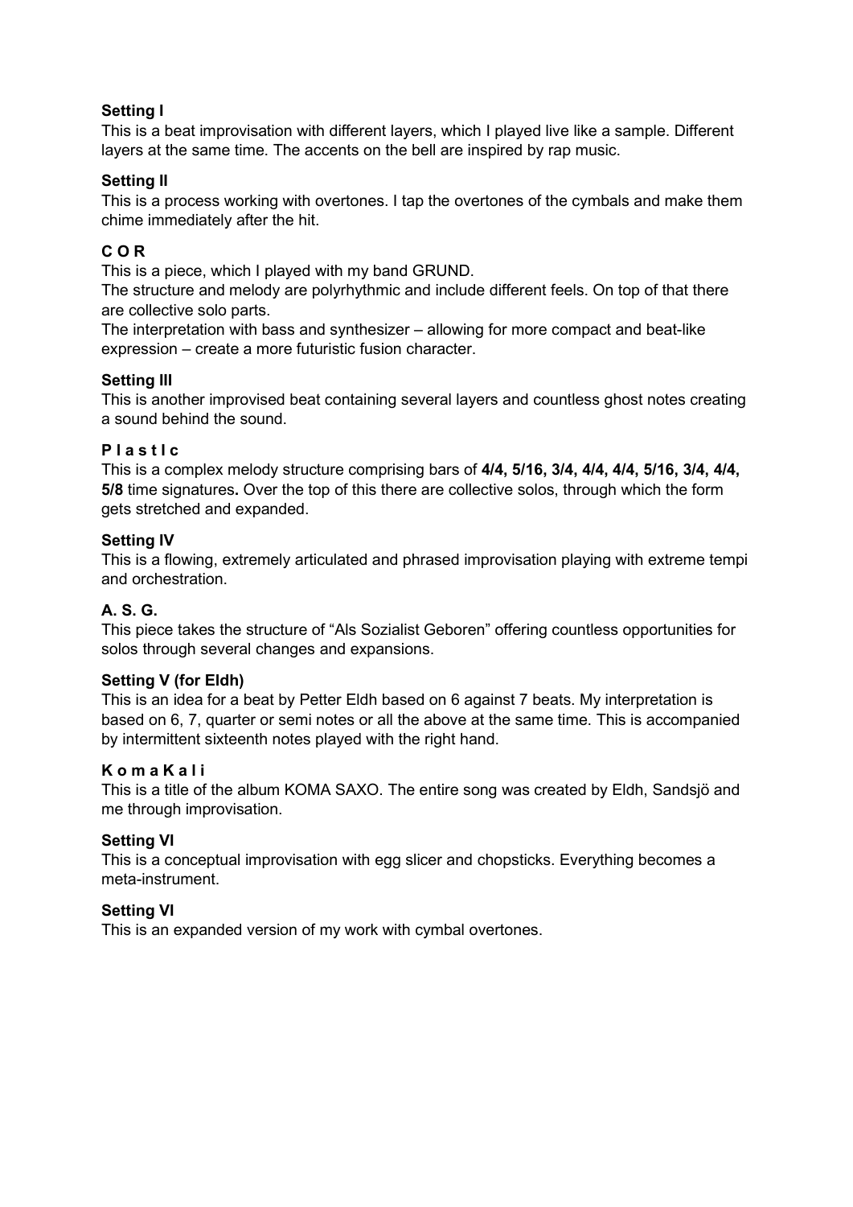**Setting I**

This is a beat improvisation with different layers, which I played live like a sample. Different layers at the same time. The accents on the bell are inspired by rap music.

**Setting II**

This is a process working with overtones. I tap the overtones of the cymbals and make them chime immediately after the hit.

**C O R**

This is a piece, which I played with my band GRUND.
The structure and melody are polyrhythmic and include different feels. On top of that there are collective solo parts.
The interpretation with bass and synthesizer – allowing for more compact and beat-like expression – create a more futuristic fusion character.

**Setting III**

This is another improvised beat containing several layers and countless ghost notes creating a sound behind the sound.

**P l a s t I c**

This is a complex melody structure comprising bars of **4/4, 5/16, 3/4, 4/4, 4/4, 5/16, 3/4, 4/4, 5/8** time signatures**.** Over the top of this there are collective solos, through which the form gets stretched and expanded.

**Setting IV**

This is a flowing, extremely articulated and phrased improvisation playing with extreme tempi and orchestration.

**A. S. G.**

This piece takes the structure of "Als Sozialist Geboren" offering countless opportunities for solos through several changes and expansions.

**Setting V (for Eldh)**

This is an idea for a beat by Petter Eldh based on 6 against 7 beats. My interpretation is based on 6, 7, quarter or semi notes or all the above at the same time. This is accompanied by intermittent sixteenth notes played with the right hand.

**K o m a K a l i**

This is a title of the album KOMA SAXO. The entire song was created by Eldh, Sandsjö and me through improvisation.

**Setting VI**

This is a conceptual improvisation with egg slicer and chopsticks. Everything becomes a meta-instrument.

**Setting VI**

This is an expanded version of my work with cymbal overtones.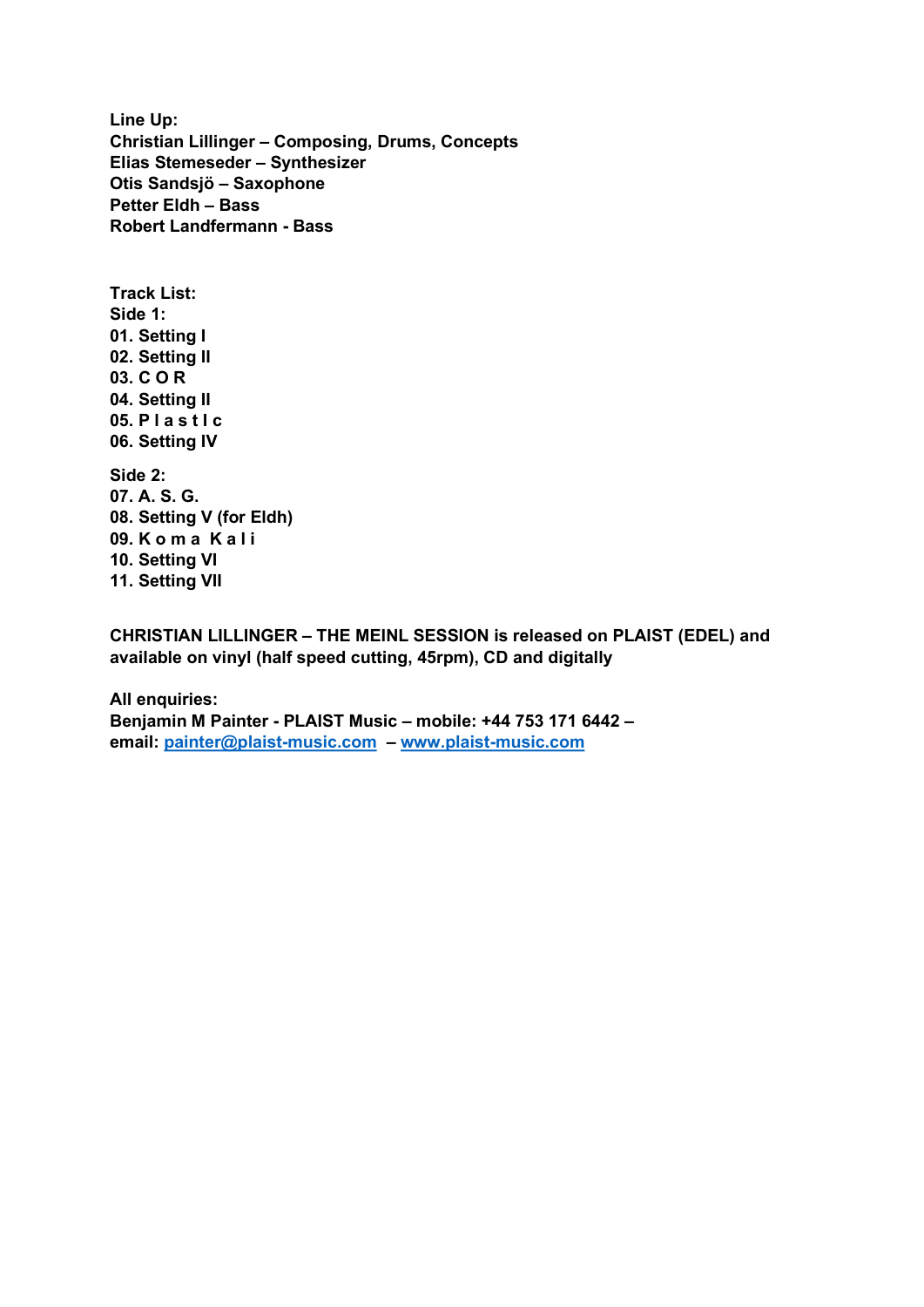**Line Up:**
**Christian Lillinger – Composing, Drums, Concepts**
**Elias Stemeseder – Synthesizer**
**Otis Sandsjö – Saxophone**
**Petter Eldh – Bass**
**Robert Landfermann - Bass**

**Track List:**
**Side 1:**
**01. Setting I**
**02. Setting II**
**03. C O R**
**04. Setting II**
**05. P l a s t I c**
**06. Setting IV**

**Side 2:**
**07. A. S. G.**
**08. Setting V (for Eldh)**
**09. K o m a  K a l i**
**10. Setting VI**
**11. Setting VII**

**CHRISTIAN LILLINGER – THE MEINL SESSION is released on PLAIST (EDEL) and available on vinyl (half speed cutting, 45rpm), CD and digitally**

**All enquiries:**
**Benjamin M Painter - PLAIST Music – mobile: +44 753 171 6442 – email: painter@plaist-music.com – www.plaist-music.com**